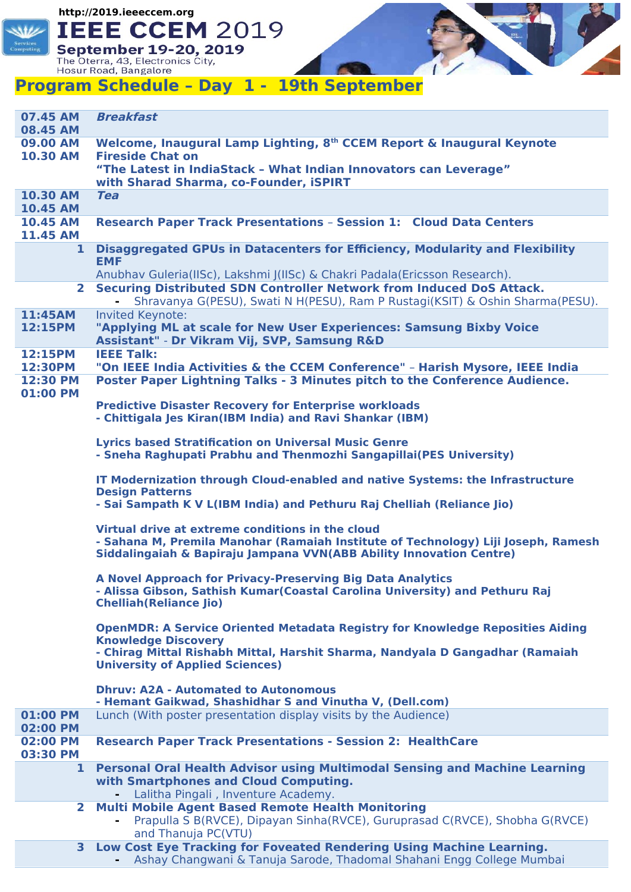http://2019.ieeeccem.org

# IEEE CCEM 2019

**September 19-20, 2019**

The Oterra, 43, Electronics City,
Hosur Road, Bangalore

## Program Schedule – Day 1 - 19th September

| Time | Session |
|---|---|
| 07.45 AM<br>08.45 AM | ***Breakfast*** |
| 09.00 AM<br>10.30 AM | **Welcome, Inaugural Lamp Lighting, 8th CCEM Report & Inaugural Keynote Fireside Chat on "The Latest in IndiaStack – What Indian Innovators can Leverage" with Sharad Sharma, co-Founder, iSPIRT** |
| 10.30 AM<br>10.45 AM | ***Tea*** |
| 10.45 AM<br>11.45 AM | **Research Paper Track Presentations – Session 1: Cloud Data Centers** |
| 1 | **Disaggregated GPUs in Datacenters for Efficiency, Modularity and Flexibility EMF**<br>Anubhav Guleria(IISc), Lakshmi J(IISc) & Chakri Padala(Ericsson Research). |
| 2 | **Securing Distributed SDN Controller Network from Induced DoS Attack.**<br>- Shravanya G(PESU), Swati N H(PESU), Ram P Rustagi(KSIT) & Oshin Sharma(PESU). |
| 11:45AM<br>12:15PM | Invited Keynote:<br>**"Applying ML at scale for New User Experiences: Samsung Bixby Voice Assistant" - Dr Vikram Vij, SVP, Samsung R&D** |
| 12:15PM<br>12:30PM | **IEEE Talk:**<br>**"On IEEE India Activities & the CCEM Conference" – Harish Mysore, IEEE India** |
| 12:30 PM<br>01:00 PM | **Poster Paper Lightning Talks - 3 Minutes pitch to the Conference Audience.**<br><br>**Predictive Disaster Recovery for Enterprise workloads**<br>**- Chittigala Jes Kiran(IBM India) and Ravi Shankar (IBM)**<br><br>**Lyrics based Stratification on Universal Music Genre**<br>**- Sneha Raghupati Prabhu and Thenmozhi Sangapillai(PES University)**<br><br>**IT Modernization through Cloud-enabled and native Systems: the Infrastructure Design Patterns**<br>**- Sai Sampath K V L(IBM India) and Pethuru Raj Chelliah (Reliance Jio)**<br><br>**Virtual drive at extreme conditions in the cloud**<br>**- Sahana M, Premila Manohar (Ramaiah Institute of Technology) Liji Joseph, Ramesh Siddalingaiah & Bapiraju Jampana VVN(ABB Ability Innovation Centre)**<br><br>**A Novel Approach for Privacy-Preserving Big Data Analytics**<br>**- Alissa Gibson, Sathish Kumar(Coastal Carolina University) and Pethuru Raj Chelliah(Reliance Jio)**<br><br>**OpenMDR: A Service Oriented Metadata Registry for Knowledge Reposities Aiding Knowledge Discovery**<br>**- Chirag Mittal Rishabh Mittal, Harshit Sharma, Nandyala D Gangadhar (Ramaiah University of Applied Sciences)**<br><br>**Dhruv: A2A - Automated to Autonomous**<br>**- Hemant Gaikwad, Shashidhar S and Vinutha V, (Dell.com)** |
| 01:00 PM<br>02:00 PM | Lunch (With poster presentation display visits by the Audience) |
| 02:00 PM<br>03:30 PM | **Research Paper Track Presentations - Session 2: HealthCare** |
| 1 | **Personal Oral Health Advisor using Multimodal Sensing and Machine Learning with Smartphones and Cloud Computing.**<br>- Lalitha Pingali , Inventure Academy. |
| 2 | **Multi Mobile Agent Based Remote Health Monitoring**<br>- Prapulla S B(RVCE), Dipayan Sinha(RVCE), Guruprasad C(RVCE), Shobha G(RVCE) and Thanuja PC(VTU) |
| 3 | **Low Cost Eye Tracking for Foveated Rendering Using Machine Learning.**<br>- Ashay Changwani & Tanuja Sarode, Thadomal Shahani Engg College Mumbai |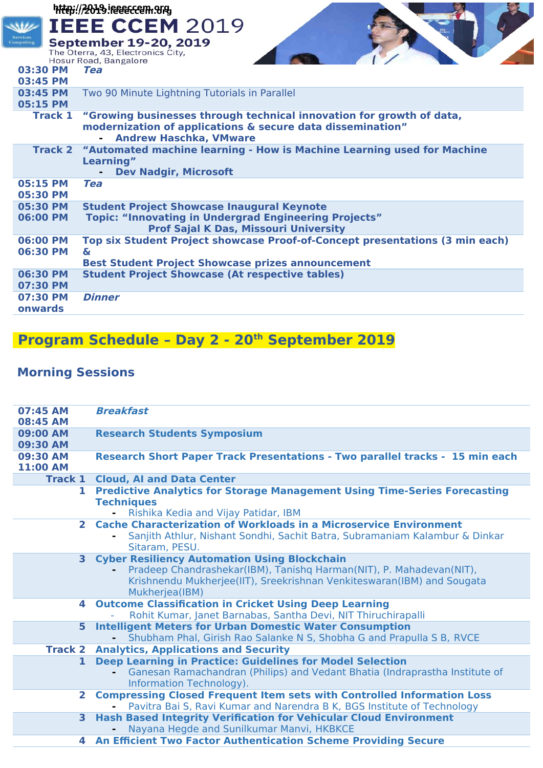| | |
|---|---|
| **03:30 PM 03:45 PM** | ***Tea*** |
| **03:45 PM 05:15 PM** | Two 90 Minute Lightning Tutorials in Parallel |
| **Track 1** | **"Growing businesses through technical innovation for growth of data, modernization of applications & secure data dissemination"** <br> - **Andrew Haschka, VMware** |
| **Track 2** | **"Automated machine learning - How is Machine Learning used for Machine Learning"** <br> - **Dev Nadgir, Microsoft** |
| **05:15 PM 05:30 PM** | ***Tea*** |
| **05:30 PM 06:00 PM** | **Student Project Showcase Inaugural Keynote** <br> **Topic: "Innovating in Undergrad Engineering Projects"** <br> **Prof Sajal K Das, Missouri University** |
| **06:00 PM 06:30 PM** | **Top six Student Project showcase Proof-of-Concept presentations (3 min each) &** <br> **Best Student Project Showcase prizes announcement** |
| **06:30 PM 07:30 PM** | **Student Project Showcase (At respective tables)** |
| **07:30 PM onwards** | ***Dinner*** |

## Program Schedule – Day 2 - 20th September 2019

### Morning Sessions

| | |
|---|---|
| **07:45 AM 08:45 AM** | ***Breakfast*** |
| **09:00 AM 09:30 AM** | **Research Students Symposium** |
| **09:30 AM 11:00 AM** | **Research Short Paper Track Presentations - Two parallel tracks - 15 min each** |
| **Track 1** | **Cloud, AI and Data Center** |
| **1** | **Predictive Analytics for Storage Management Using Time-Series Forecasting Techniques** <br> - Rishika Kedia and Vijay Patidar, IBM |
| **2** | **Cache Characterization of Workloads in a Microservice Environment** <br> - Sanjith Athlur, Nishant Sondhi, Sachit Batra, Subramaniam Kalambur & Dinkar Sitaram, PESU. |
| **3** | **Cyber Resiliency Automation Using Blockchain** <br> - Pradeep Chandrashekar(IBM), Tanishq Harman(NIT), P. Mahadevan(NIT), Krishnendu Mukherjee(IIT), Sreekrishnan Venkiteswaran(IBM) and Sougata Mukherjea(IBM) |
| **4** | **Outcome Classification in Cricket Using Deep Learning** <br> - Rohit Kumar, Janet Barnabas, Santha Devi, NIT Thiruchirapalli |
| **5** | **Intelligent Meters for Urban Domestic Water Consumption** <br> - Shubham Phal, Girish Rao Salanke N S, Shobha G and Prapulla S B, RVCE |
| **Track 2** | **Analytics, Applications and Security** |
| **1** | **Deep Learning in Practice: Guidelines for Model Selection** <br> - Ganesan Ramachandran (Philips) and Vedant Bhatia (Indraprastha Institute of Information Technology). |
| **2** | **Compressing Closed Frequent Item sets with Controlled Information Loss** <br> - Pavitra Bai S, Ravi Kumar and Narendra B K, BGS Institute of Technology |
| **3** | **Hash Based Integrity Verification for Vehicular Cloud Environment** <br> - Nayana Hegde and Sunilkumar Manvi, HKBKCE |
| **4** | **An Efficient Two Factor Authentication Scheme Providing Secure** |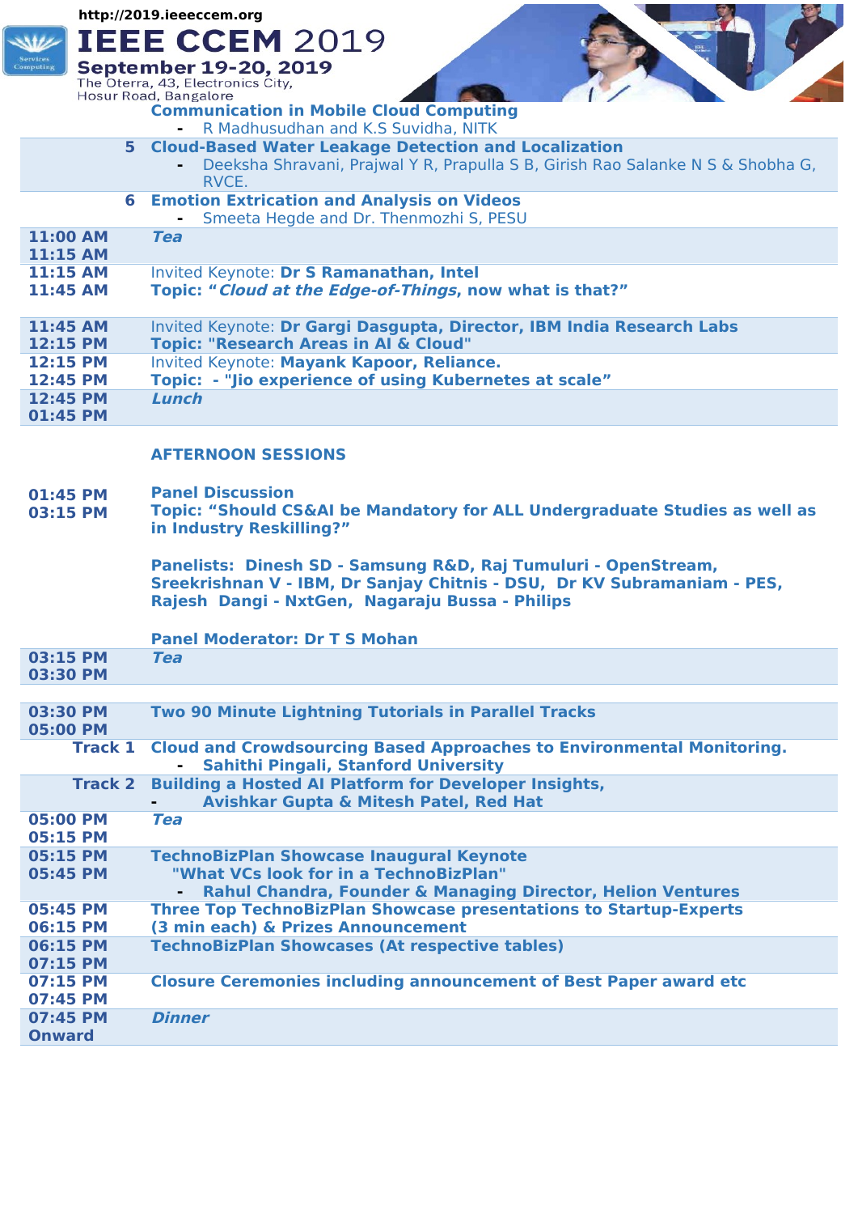**Communication in Mobile Cloud Computing**
- R Madhusudhan and K.S Suvidha, NITK

| | | |
|---|---|---|
| | 5 | **Cloud-Based Water Leakage Detection and Localization** <br> - Deeksha Shravani, Prajwal Y R, Prapulla S B, Girish Rao Salanke N S & Shobha G, RVCE. |
| | 6 | **Emotion Extrication and Analysis on Videos** <br> - Smeeta Hegde and Dr. Thenmozhi S, PESU |
| **11:00 AM 11:15 AM** | | ***Tea*** |
| **11:15 AM 11:45 AM** | | Invited Keynote: **Dr S Ramanathan, Intel** <br> **Topic: "*Cloud at the Edge-of-Things*, now what is that?"** |
| **11:45 AM 12:15 PM** | | Invited Keynote: **Dr Gargi Dasgupta, Director, IBM India Research Labs** <br> **Topic: "Research Areas in AI & Cloud"** |
| **12:15 PM 12:45 PM** | | Invited Keynote: **Mayank Kapoor, Reliance.** <br> **Topic: - "Jio experience of using Kubernetes at scale"** |
| **12:45 PM 01:45 PM** | | ***Lunch*** |

**AFTERNOON SESSIONS**

| | | |
|---|---|---|
| **01:45 PM 03:15 PM** | | **Panel Discussion** <br> **Topic: "Should CS&AI be Mandatory for ALL Undergraduate Studies as well as in Industry Reskilling?"** <br><br> **Panelists: Dinesh SD - Samsung R&D, Raj Tumuluri - OpenStream, Sreekrishnan V - IBM, Dr Sanjay Chitnis - DSU, Dr KV Subramaniam - PES, Rajesh Dangi - NxtGen, Nagaraju Bussa - Philips** <br><br> **Panel Moderator: Dr T S Mohan** |
| **03:15 PM 03:30 PM** | | ***Tea*** |
| **03:30 PM 05:00 PM** | | **Two 90 Minute Lightning Tutorials in Parallel Tracks** |
| | **Track 1** | **Cloud and Crowdsourcing Based Approaches to Environmental Monitoring.** <br> - **Sahithi Pingali, Stanford University** |
| | **Track 2** | **Building a Hosted AI Platform for Developer Insights,** <br> - **Avishkar Gupta & Mitesh Patel, Red Hat** |
| **05:00 PM 05:15 PM** | | ***Tea*** |
| **05:15 PM 05:45 PM** | | **TechnoBizPlan Showcase Inaugural Keynote** <br> **"What VCs look for in a TechnoBizPlan"** <br> - **Rahul Chandra, Founder & Managing Director, Helion Ventures** |
| **05:45 PM 06:15 PM** | | **Three Top TechnoBizPlan Showcase presentations to Startup-Experts (3 min each) & Prizes Announcement** |
| **06:15 PM 07:15 PM** | | **TechnoBizPlan Showcases (At respective tables)** |
| **07:15 PM 07:45 PM** | | **Closure Ceremonies including announcement of Best Paper award etc** |
| **07:45 PM Onward** | | ***Dinner*** |